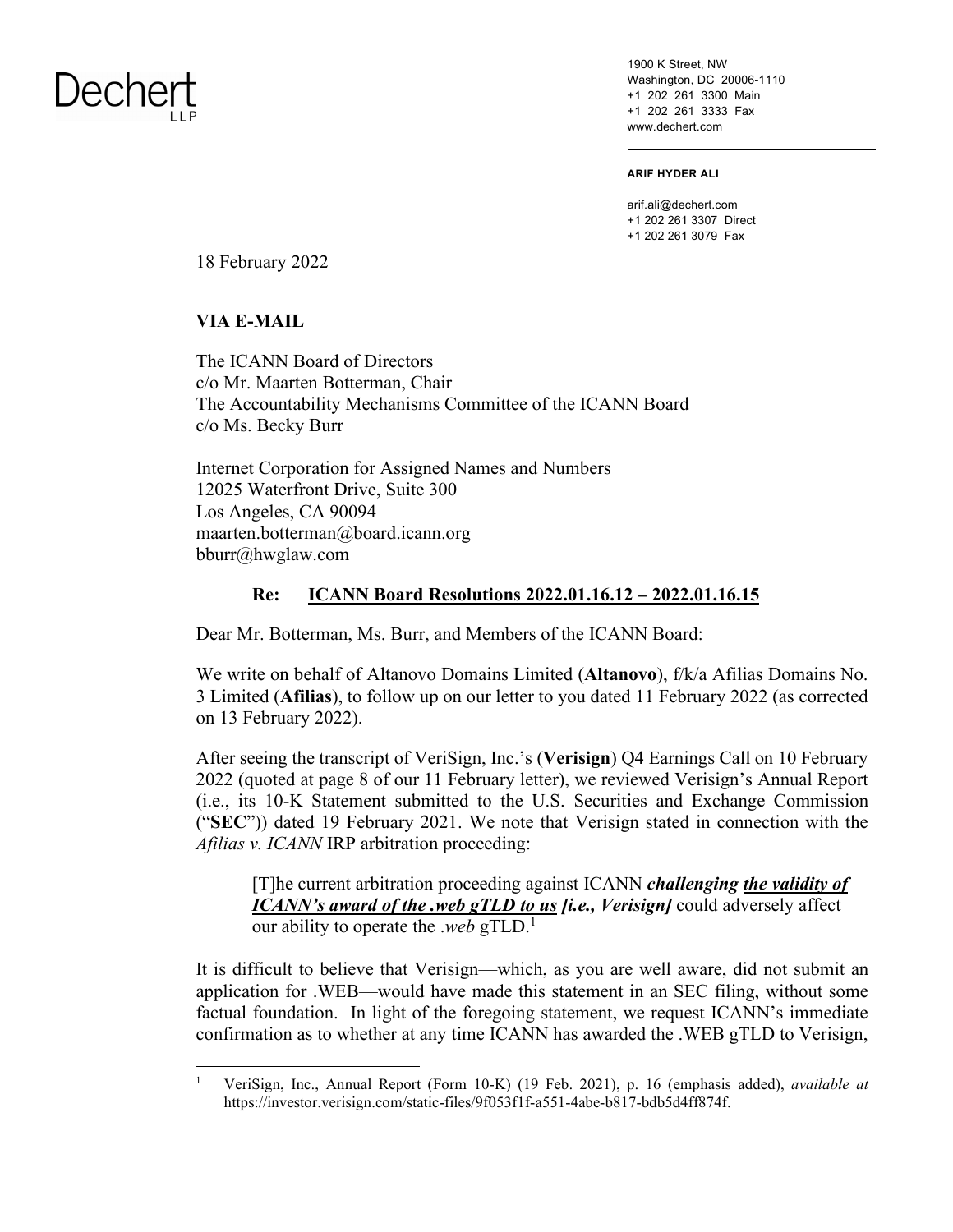Dechert LLP

1900 K Street, NW
Washington, DC 20006-1110
+1 202 261 3300 Main
+1 202 261 3333 Fax
www.dechert.com

**ARIF HYDER ALI**

arif.ali@dechert.com
+1 202 261 3307 Direct
+1 202 261 3079 Fax

18 February 2022

**VIA E-MAIL**

The ICANN Board of Directors
c/o Mr. Maarten Botterman, Chair
The Accountability Mechanisms Committee of the ICANN Board
c/o Ms. Becky Burr

Internet Corporation for Assigned Names and Numbers
12025 Waterfront Drive, Suite 300
Los Angeles, CA 90094
maarten.botterman@board.icann.org
bburr@hwglaw.com

**Re: <u>ICANN Board Resolutions 2022.01.16.12 – 2022.01.16.15</u>**

Dear Mr. Botterman, Ms. Burr, and Members of the ICANN Board:

We write on behalf of Altanovo Domains Limited (**Altanovo**), f/k/a Afilias Domains No. 3 Limited (**Afilias**), to follow up on our letter to you dated 11 February 2022 (as corrected on 13 February 2022).

After seeing the transcript of VeriSign, Inc.'s (**Verisign**) Q4 Earnings Call on 10 February 2022 (quoted at page 8 of our 11 February letter), we reviewed Verisign's Annual Report (i.e., its 10-K Statement submitted to the U.S. Securities and Exchange Commission ("**SEC**")) dated 19 February 2021. We note that Verisign stated in connection with the *Afilias v. ICANN* IRP arbitration proceeding:

> [T]he current arbitration proceeding against ICANN ***challenging <u>the validity of ICANN's award of the .web gTLD to us</u> [i.e., Verisign]*** could adversely affect our ability to operate the *.web* gTLD.[1]

It is difficult to believe that Verisign—which, as you are well aware, did not submit an application for .WEB—would have made this statement in an SEC filing, without some factual foundation. In light of the foregoing statement, we request ICANN's immediate confirmation as to whether at any time ICANN has awarded the .WEB gTLD to Verisign,

---

[1] VeriSign, Inc., Annual Report (Form 10-K) (19 Feb. 2021), p. 16 (emphasis added), *available at* https://investor.verisign.com/static-files/9f053f1f-a551-4abe-b817-bdb5d4ff874f.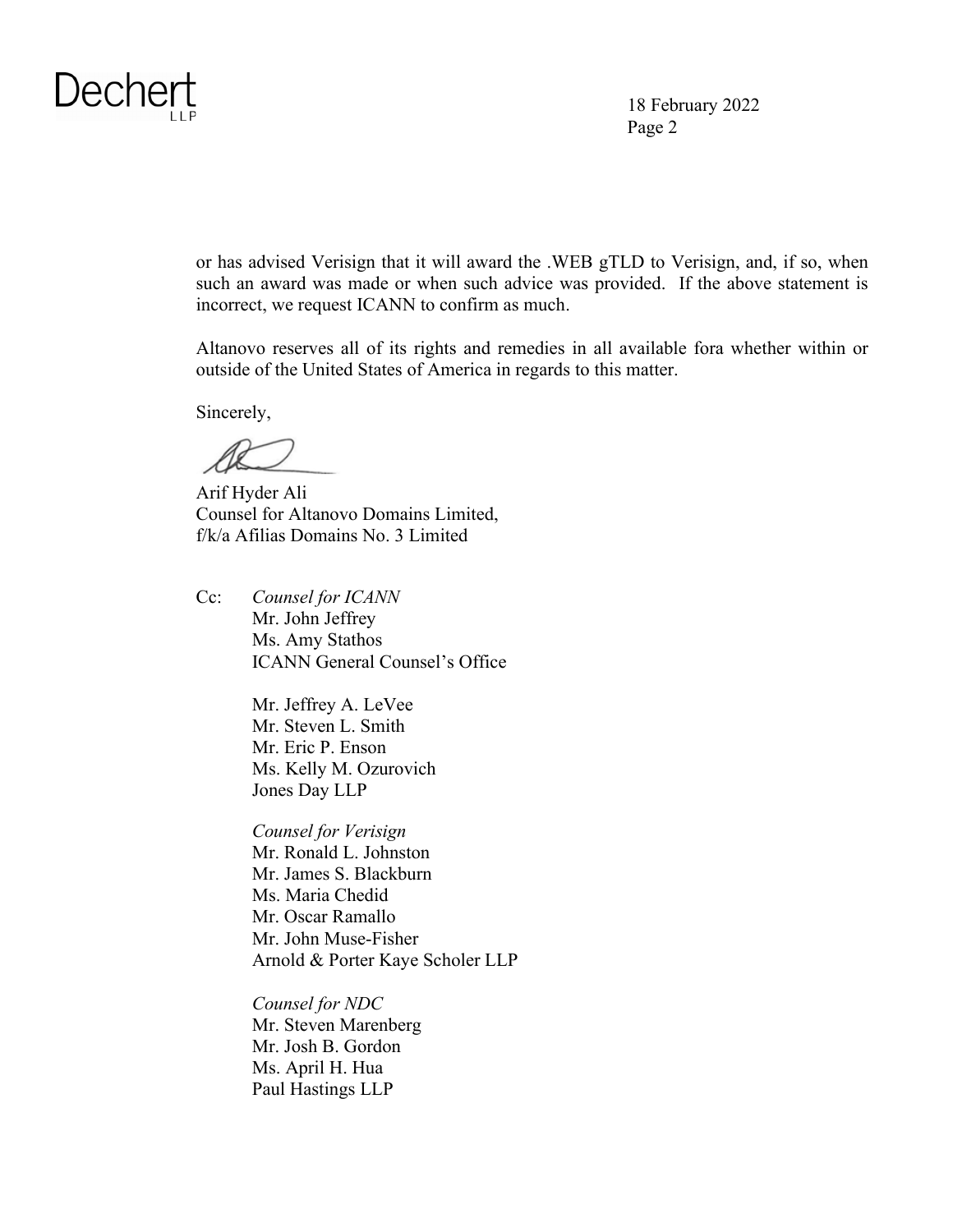or has advised Verisign that it will award the .WEB gTLD to Verisign, and, if so, when such an award was made or when such advice was provided. If the above statement is incorrect, we request ICANN to confirm as much.

Altanovo reserves all of its rights and remedies in all available fora whether within or outside of the United States of America in regards to this matter.

Sincerely,

Arif Hyder Ali
Counsel for Altanovo Domains Limited,
f/k/a Afilias Domains No. 3 Limited

Cc: *Counsel for ICANN*
Mr. John Jeffrey
Ms. Amy Stathos
ICANN General Counsel's Office

Mr. Jeffrey A. LeVee
Mr. Steven L. Smith
Mr. Eric P. Enson
Ms. Kelly M. Ozurovich
Jones Day LLP

*Counsel for Verisign*
Mr. Ronald L. Johnston
Mr. James S. Blackburn
Ms. Maria Chedid
Mr. Oscar Ramallo
Mr. John Muse-Fisher
Arnold & Porter Kaye Scholer LLP

*Counsel for NDC*
Mr. Steven Marenberg
Mr. Josh B. Gordon
Ms. April H. Hua
Paul Hastings LLP